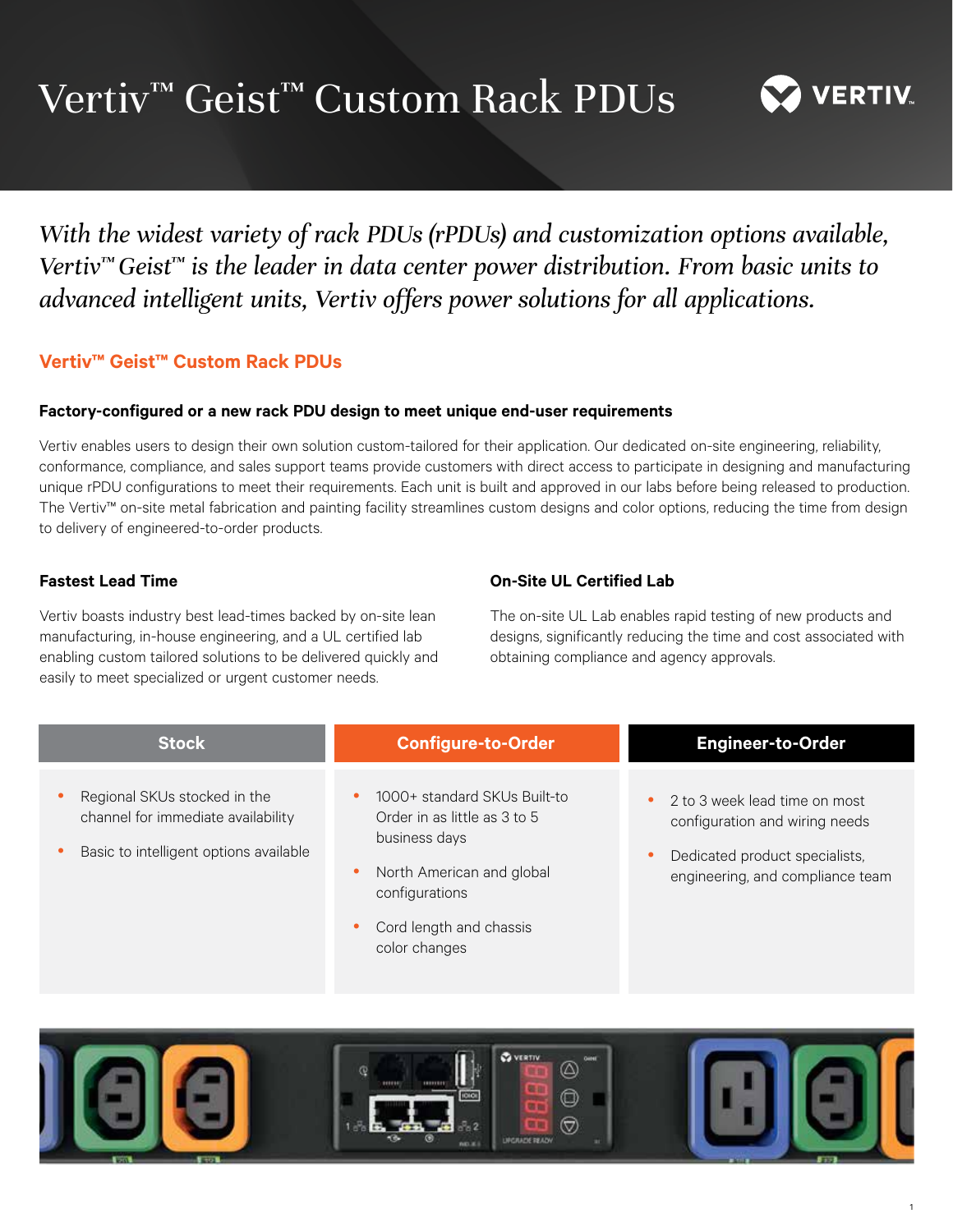# Vertiv™ Geist™ Custom Rack PDUs

*With the widest variety of rack PDUs (rPDUs) and customization options available, Vertiv™ Geist™ is the leader in data center power distribution. From basic units to advanced intelligent units, Vertiv offers power solutions for all applications.*

## Vertiv™ Geist™ Custom Rack PDUs

### Factory-configured or a new rack PDU design to meet unique end-user requirements

Vertiv enables users to design their own solution custom-tailored for their application. Our dedicated on-site engineering, reliability, conformance, compliance, and sales support teams provide customers with direct access to participate in designing and manufacturing unique rPDU configurations to meet their requirements. Each unit is built and approved in our labs before being released to production. The Vertiv™ on-site metal fabrication and painting facility streamlines custom designs and color options, reducing the time from design to delivery of engineered-to-order products.

### Fastest Lead Time

Vertiv boasts industry best lead-times backed by on-site lean manufacturing, in-house engineering, and a UL certified lab enabling custom tailored solutions to be delivered quickly and easily to meet specialized or urgent customer needs.

### On-Site UL Certified Lab

The on-site UL Lab enables rapid testing of new products and designs, significantly reducing the time and cost associated with obtaining compliance and agency approvals.

| Stock | Configure-to-Order | Engineer-to-Order |
| --- | --- | --- |
| • Regional SKUs stocked in the channel for immediate availability<br>• Basic to intelligent options available | • 1000+ standard SKUs Built-to Order in as little as 3 to 5 business days<br>• North American and global configurations<br>• Cord length and chassis color changes | • 2 to 3 week lead time on most configuration and wiring needs<br>• Dedicated product specialists, engineering, and compliance team |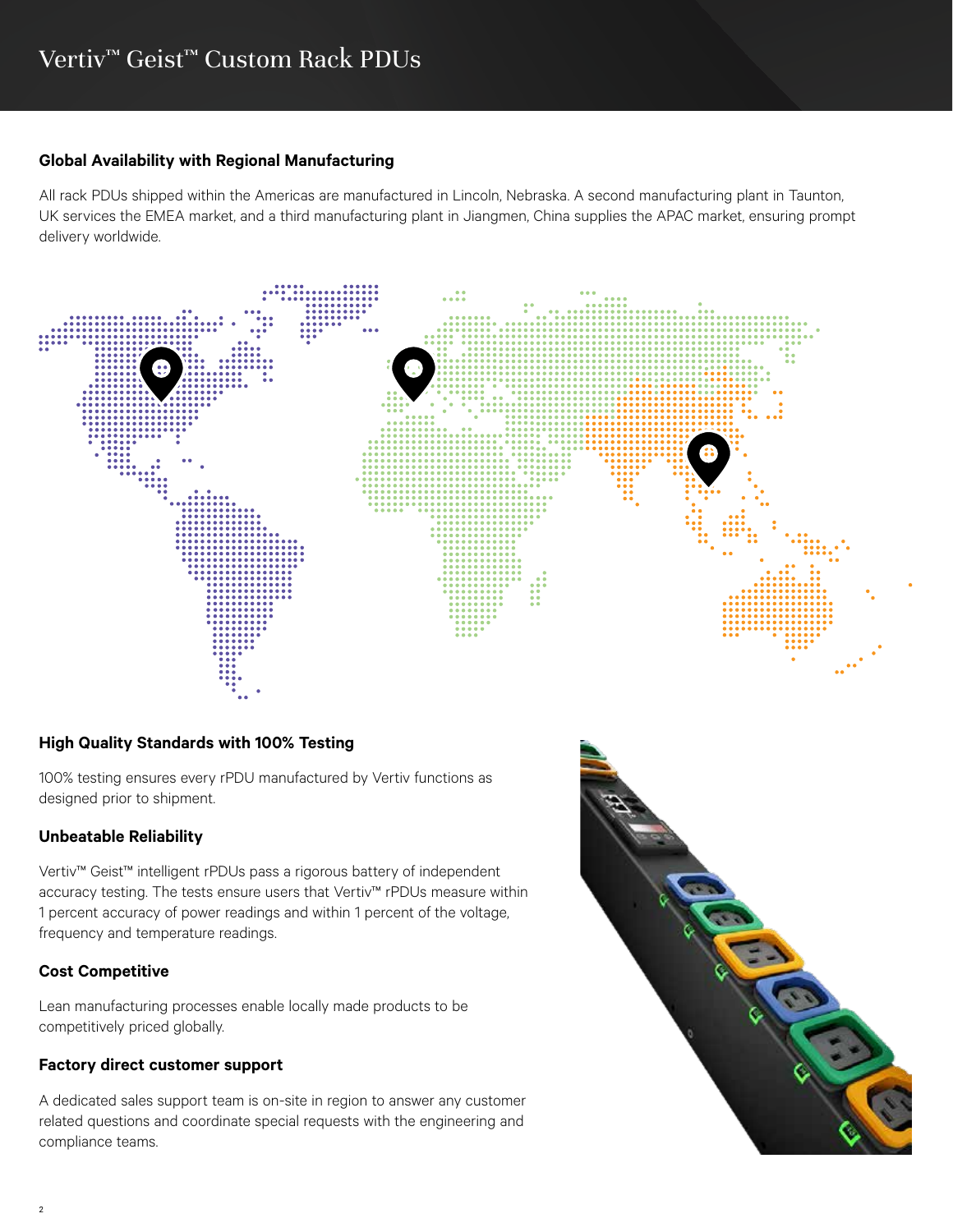# Vertiv™ Geist™ Custom Rack PDUs

## Global Availability with Regional Manufacturing

All rack PDUs shipped within the Americas are manufactured in Lincoln, Nebraska. A second manufacturing plant in Taunton, UK services the EMEA market, and a third manufacturing plant in Jiangmen, China supplies the APAC market, ensuring prompt delivery worldwide.

## High Quality Standards with 100% Testing

100% testing ensures every rPDU manufactured by Vertiv functions as designed prior to shipment.

## Unbeatable Reliability

Vertiv™ Geist™ intelligent rPDUs pass a rigorous battery of independent accuracy testing. The tests ensure users that Vertiv™ rPDUs measure within 1 percent accuracy of power readings and within 1 percent of the voltage, frequency and temperature readings.

## Cost Competitive

Lean manufacturing processes enable locally made products to be competitively priced globally.

## Factory direct customer support

A dedicated sales support team is on-site in region to answer any customer related questions and coordinate special requests with the engineering and compliance teams.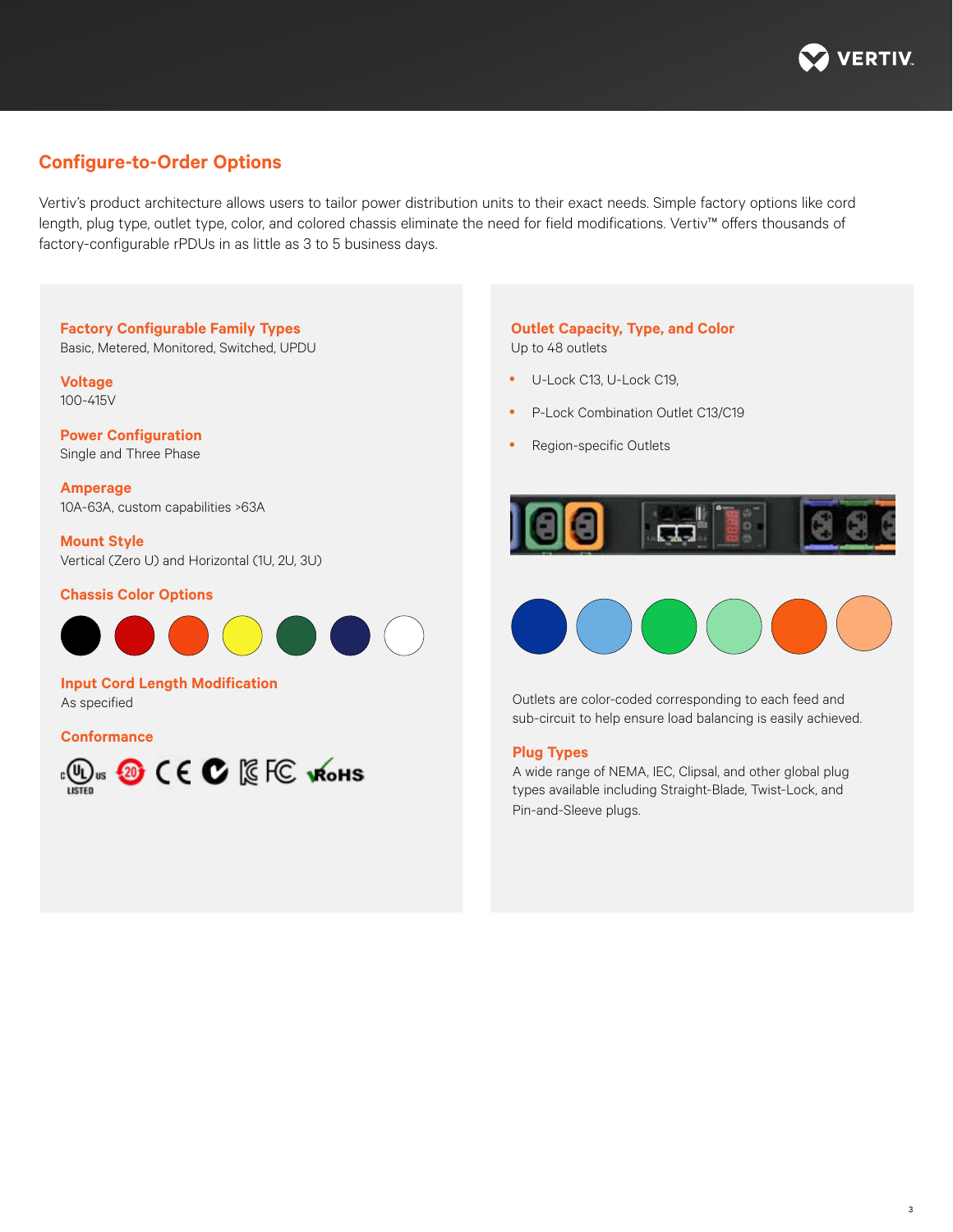## Configure-to-Order Options

Vertiv's product architecture allows users to tailor power distribution units to their exact needs. Simple factory options like cord length, plug type, outlet type, color, and colored chassis eliminate the need for field modifications. Vertiv™ offers thousands of factory-configurable rPDUs in as little as 3 to 5 business days.

### Factory Configurable Family Types

Basic, Metered, Monitored, Switched, UPDU

### Voltage

100-415V

### Power Configuration

Single and Three Phase

### Amperage

10A-63A, custom capabilities >63A

### Mount Style

Vertical (Zero U) and Horizontal (1U, 2U, 3U)

### Chassis Color Options

### Input Cord Length Modification

As specified

### Conformance

### Outlet Capacity, Type, and Color

Up to 48 outlets

- U-Lock C13, U-Lock C19,
- P-Lock Combination Outlet C13/C19
- Region-specific Outlets

Outlets are color-coded corresponding to each feed and sub-circuit to help ensure load balancing is easily achieved.

### Plug Types

A wide range of NEMA, IEC, Clipsal, and other global plug types available including Straight-Blade, Twist-Lock, and Pin-and-Sleeve plugs.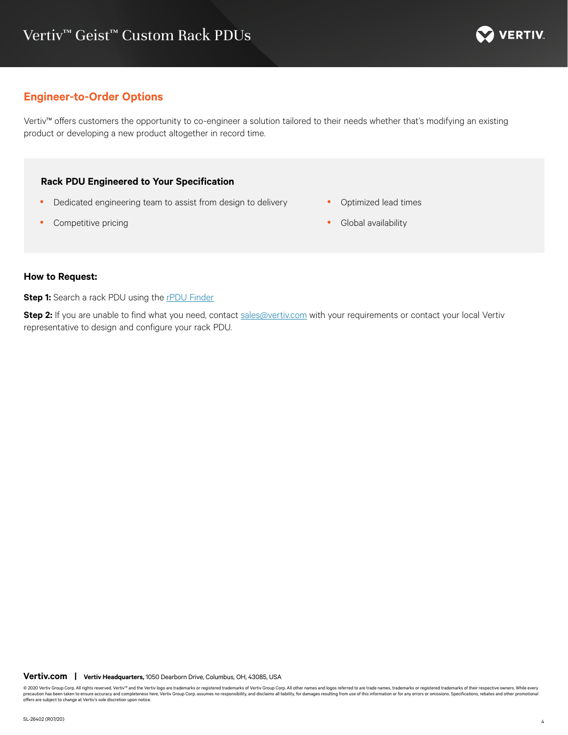## Engineer-to-Order Options

Vertiv™ offers customers the opportunity to co-engineer a solution tailored to their needs whether that's modifying an existing product or developing a new product altogether in record time.

### Rack PDU Engineered to Your Specification

- Dedicated engineering team to assist from design to delivery
- Competitive pricing
- Optimized lead times
- Global availability

**How to Request:**

**Step 1:** Search a rack PDU using the rPDU Finder

**Step 2:** If you are unable to find what you need, contact sales@vertiv.com with your requirements or contact your local Vertiv representative to design and configure your rack PDU.

**Vertiv.com** | **Vertiv Headquarters,** 1050 Dearborn Drive, Columbus, OH, 43085, USA

© 2020 Vertiv Group Corp. All rights reserved. Vertiv™ and the Vertiv logo are trademarks or registered trademarks of Vertiv Group Corp. All other names and logos referred to are trade names, trademarks or registered trademarks of their respective owners. While every precaution has been taken to ensure accuracy and completeness here, Vertiv Group Corp. assumes no responsibility, and disclaims all liability, for damages resulting from use of this information or for any errors or omissions. Specifications, rebates and other promotional offers are subject to change at Vertiv's sole discretion upon notice.

SL-26402 (R07/20)